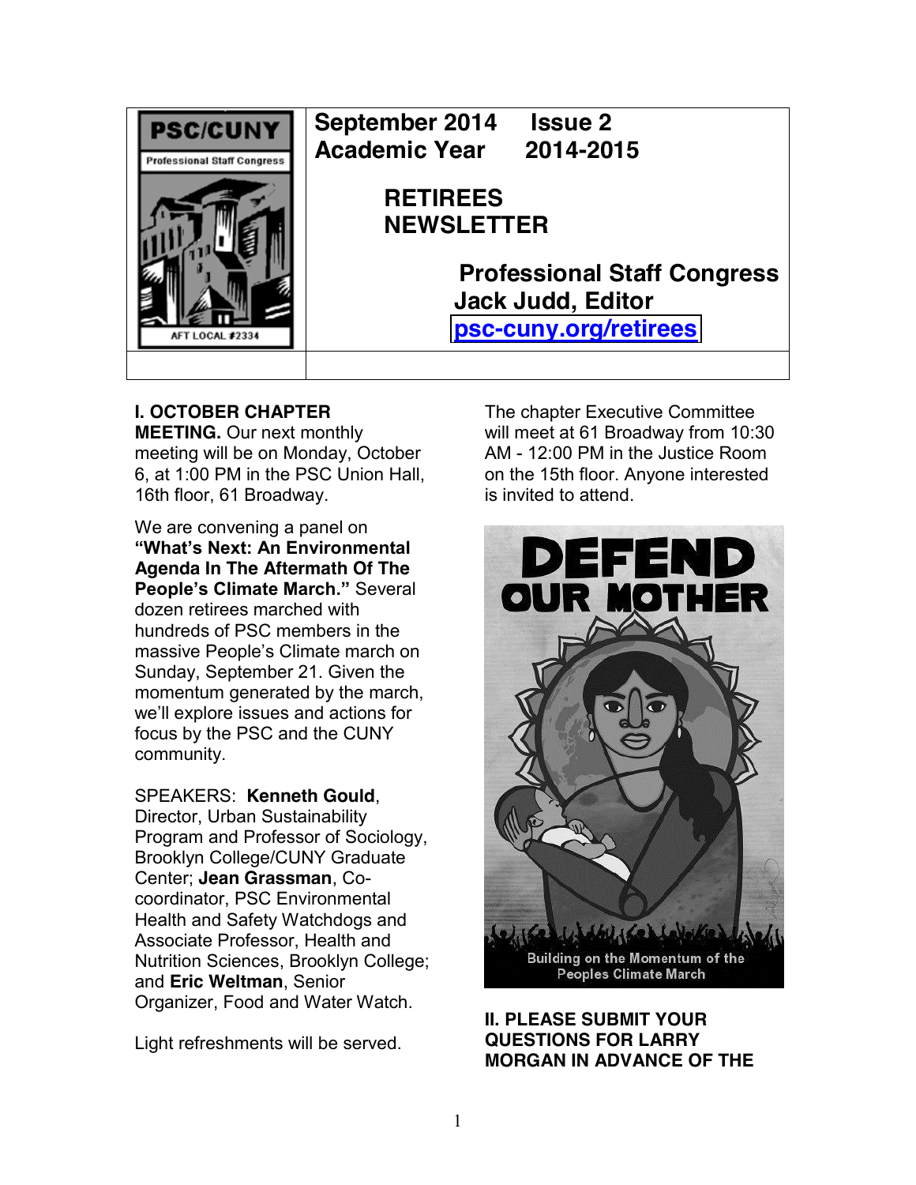PSC/CUNY
Professional Staff Congress
AFT LOCAL #2334

**September 2014 Issue 2**
**Academic Year 2014-2015**

# RETIREES NEWSLETTER

**Professional Staff Congress**
**Jack Judd, Editor**
**[psc-cuny.org/retirees](psc-cuny.org/retirees)**

**I. OCTOBER CHAPTER MEETING.** Our next monthly meeting will be on Monday, October 6, at 1:00 PM in the PSC Union Hall, 16th floor, 61 Broadway.

We are convening a panel on **"What's Next: An Environmental Agenda In The Aftermath Of The People's Climate March."** Several dozen retirees marched with hundreds of PSC members in the massive People's Climate march on Sunday, September 21. Given the momentum generated by the march, we'll explore issues and actions for focus by the PSC and the CUNY community.

SPEAKERS: **Kenneth Gould**, Director, Urban Sustainability Program and Professor of Sociology, Brooklyn College/CUNY Graduate Center; **Jean Grassman**, Co-coordinator, PSC Environmental Health and Safety Watchdogs and Associate Professor, Health and Nutrition Sciences, Brooklyn College; and **Eric Weltman**, Senior Organizer, Food and Water Watch.

Light refreshments will be served.

The chapter Executive Committee will meet at 61 Broadway from 10:30 AM - 12:00 PM in the Justice Room on the 15th floor. Anyone interested is invited to attend.

DEFEND OUR MOTHER

Building on the Momentum of the Peoples Climate March

**II. PLEASE SUBMIT YOUR QUESTIONS FOR LARRY MORGAN IN ADVANCE OF THE**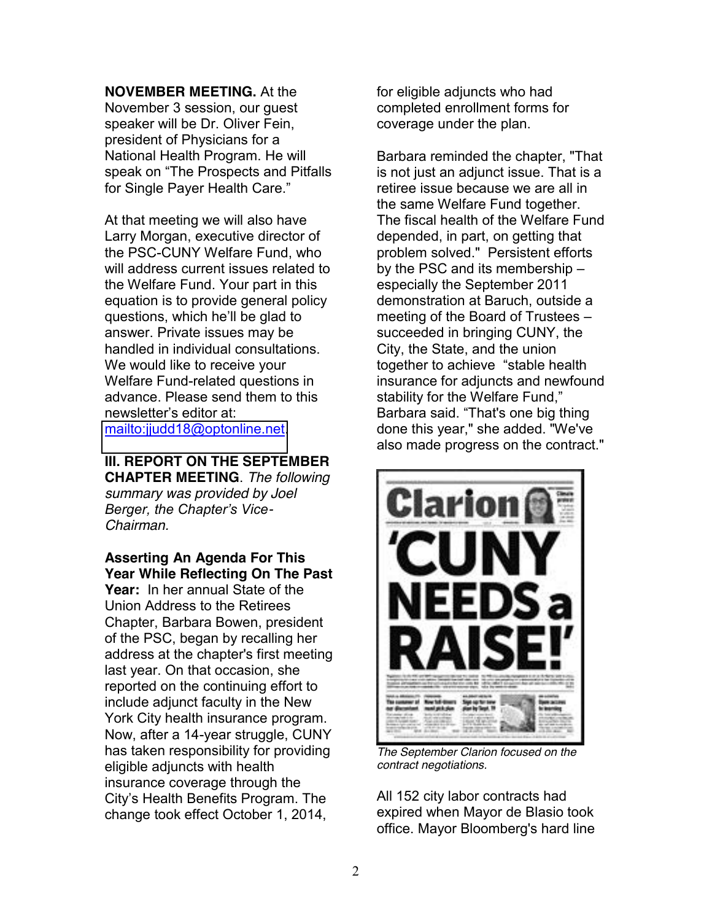**NOVEMBER MEETING.** At the November 3 session, our guest speaker will be Dr. Oliver Fein, president of Physicians for a National Health Program. He will speak on "The Prospects and Pitfalls for Single Payer Health Care."

At that meeting we will also have Larry Morgan, executive director of the PSC-CUNY Welfare Fund, who will address current issues related to the Welfare Fund. Your part in this equation is to provide general policy questions, which he'll be glad to answer. Private issues may be handled in individual consultations. We would like to receive your Welfare Fund-related questions in advance. Please send them to this newsletter's editor at: [mailto:jjudd18@optonline.net](mailto:jjudd18@optonline.net).

**III. REPORT ON THE SEPTEMBER CHAPTER MEETING**. *The following summary was provided by Joel Berger, the Chapter's Vice-Chairman.*

**Asserting An Agenda For This Year While Reflecting On The Past Year:** In her annual State of the Union Address to the Retirees Chapter, Barbara Bowen, president of the PSC, began by recalling her address at the chapter's first meeting last year. On that occasion, she reported on the continuing effort to include adjunct faculty in the New York City health insurance program. Now, after a 14-year struggle, CUNY has taken responsibility for providing eligible adjuncts with health insurance coverage through the City's Health Benefits Program. The change took effect October 1, 2014, for eligible adjuncts who had completed enrollment forms for coverage under the plan.

Barbara reminded the chapter, "That is not just an adjunct issue. That is a retiree issue because we are all in the same Welfare Fund together. The fiscal health of the Welfare Fund depended, in part, on getting that problem solved." Persistent efforts by the PSC and its membership – especially the September 2011 demonstration at Baruch, outside a meeting of the Board of Trustees – succeeded in bringing CUNY, the City, the State, and the union together to achieve "stable health insurance for adjuncts and newfound stability for the Welfare Fund," Barbara said. "That's one big thing done this year," she added. "We've also made progress on the contract."

*The September Clarion focused on the contract negotiations.*

All 152 city labor contracts had expired when Mayor de Blasio took office. Mayor Bloomberg's hard line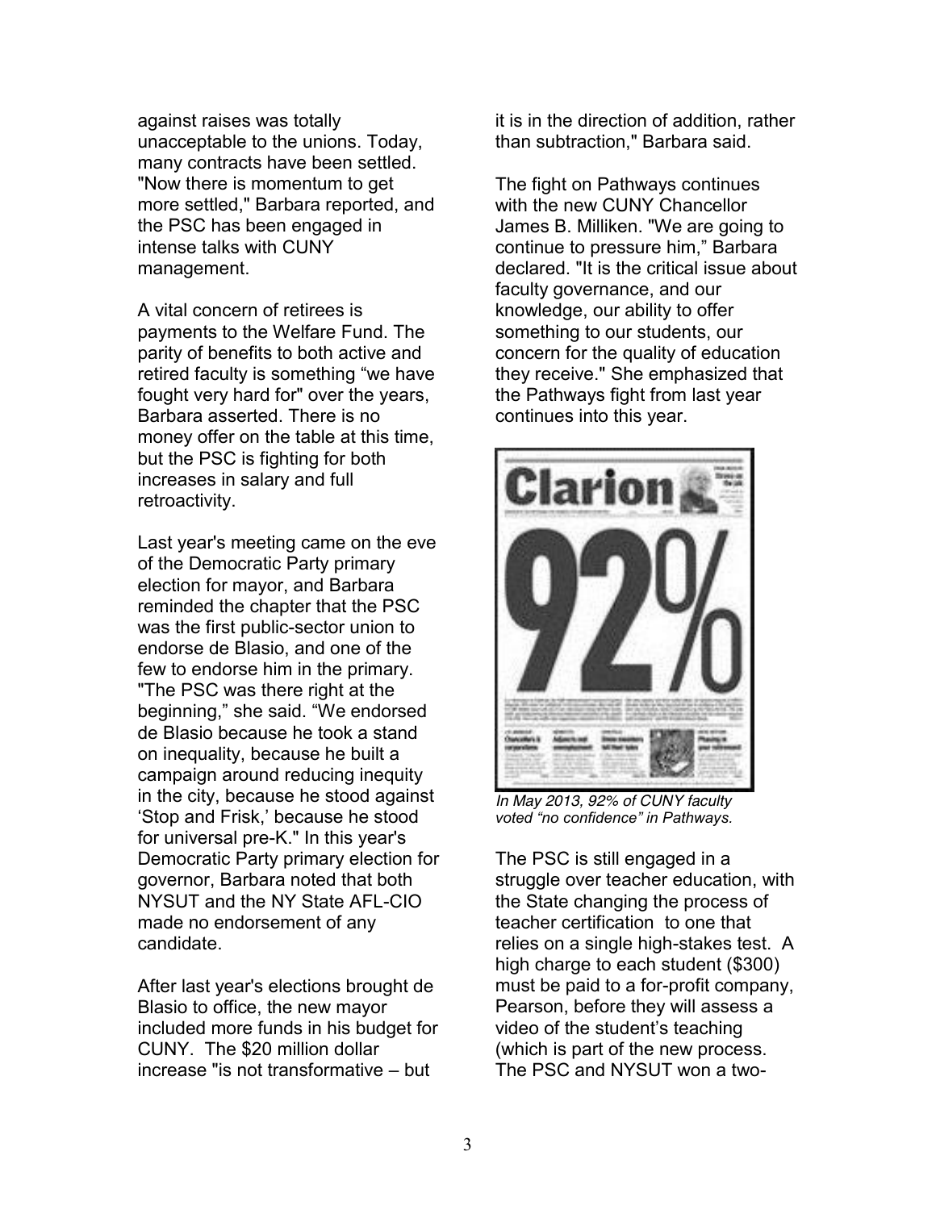against raises was totally unacceptable to the unions. Today, many contracts have been settled. "Now there is momentum to get more settled," Barbara reported, and the PSC has been engaged in intense talks with CUNY management.

A vital concern of retirees is payments to the Welfare Fund. The parity of benefits to both active and retired faculty is something "we have fought very hard for" over the years, Barbara asserted. There is no money offer on the table at this time, but the PSC is fighting for both increases in salary and full retroactivity.

Last year's meeting came on the eve of the Democratic Party primary election for mayor, and Barbara reminded the chapter that the PSC was the first public-sector union to endorse de Blasio, and one of the few to endorse him in the primary. "The PSC was there right at the beginning," she said. "We endorsed de Blasio because he took a stand on inequality, because he built a campaign around reducing inequity in the city, because he stood against 'Stop and Frisk,' because he stood for universal pre-K." In this year's Democratic Party primary election for governor, Barbara noted that both NYSUT and the NY State AFL-CIO made no endorsement of any candidate.

After last year's elections brought de Blasio to office, the new mayor included more funds in his budget for CUNY. The $20 million dollar increase "is not transformative – but it is in the direction of addition, rather than subtraction," Barbara said.

The fight on Pathways continues with the new CUNY Chancellor James B. Milliken. "We are going to continue to pressure him," Barbara declared. "It is the critical issue about faculty governance, and our knowledge, our ability to offer something to our students, our concern for the quality of education they receive." She emphasized that the Pathways fight from last year continues into this year.

*In May 2013, 92% of CUNY faculty voted "no confidence" in Pathways.*

The PSC is still engaged in a struggle over teacher education, with the State changing the process of teacher certification to one that relies on a single high-stakes test. A high charge to each student ($300) must be paid to a for-profit company, Pearson, before they will assess a video of the student's teaching (which is part of the new process. The PSC and NYSUT won a two-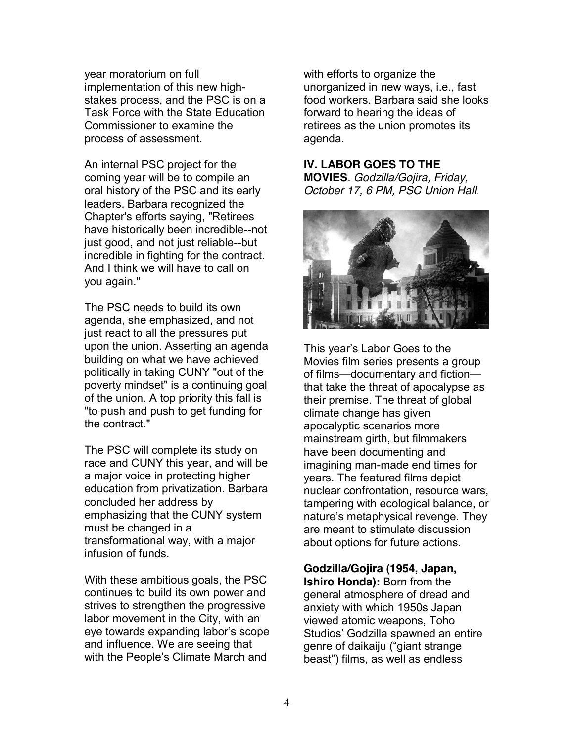year moratorium on full implementation of this new high-stakes process, and the PSC is on a Task Force with the State Education Commissioner to examine the process of assessment.

An internal PSC project for the coming year will be to compile an oral history of the PSC and its early leaders. Barbara recognized the Chapter's efforts saying, "Retirees have historically been incredible--not just good, and not just reliable--but incredible in fighting for the contract. And I think we will have to call on you again."

The PSC needs to build its own agenda, she emphasized, and not just react to all the pressures put upon the union. Asserting an agenda building on what we have achieved politically in taking CUNY "out of the poverty mindset" is a continuing goal of the union. A top priority this fall is "to push and push to get funding for the contract."

The PSC will complete its study on race and CUNY this year, and will be a major voice in protecting higher education from privatization. Barbara concluded her address by emphasizing that the CUNY system must be changed in a transformational way, with a major infusion of funds.

With these ambitious goals, the PSC continues to build its own power and strives to strengthen the progressive labor movement in the City, with an eye towards expanding labor's scope and influence. We are seeing that with the People's Climate March and with efforts to organize the unorganized in new ways, i.e., fast food workers. Barbara said she looks forward to hearing the ideas of retirees as the union promotes its agenda.

**IV. LABOR GOES TO THE MOVIES**. *Godzilla/Gojira, Friday, October 17, 6 PM, PSC Union Hall.*

This year's Labor Goes to the Movies film series presents a group of films—documentary and fiction—that take the threat of apocalypse as their premise. The threat of global climate change has given apocalyptic scenarios more mainstream girth, but filmmakers have been documenting and imagining man-made end times for years. The featured films depict nuclear confrontation, resource wars, tampering with ecological balance, or nature's metaphysical revenge. They are meant to stimulate discussion about options for future actions.

**Godzilla/Gojira (1954, Japan, Ishiro Honda):** Born from the general atmosphere of dread and anxiety with which 1950s Japan viewed atomic weapons, Toho Studios' Godzilla spawned an entire genre of daikaiju ("giant strange beast") films, as well as endless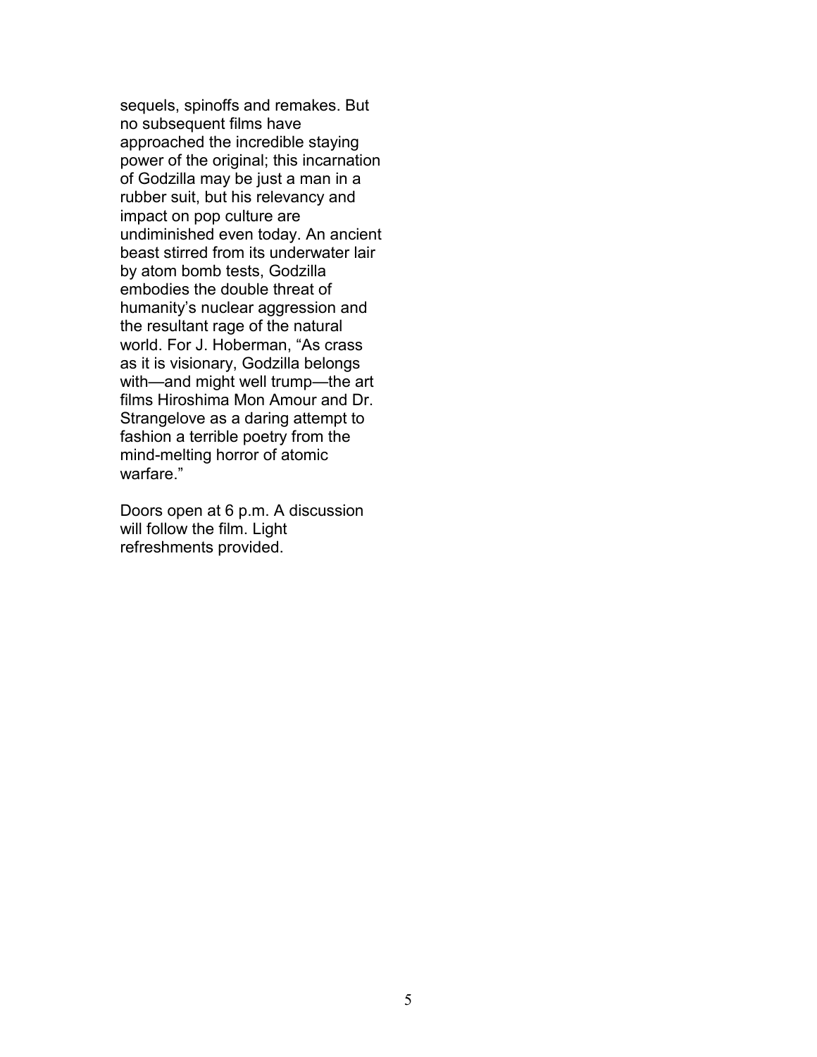sequels, spinoffs and remakes. But no subsequent films have approached the incredible staying power of the original; this incarnation of Godzilla may be just a man in a rubber suit, but his relevancy and impact on pop culture are undiminished even today. An ancient beast stirred from its underwater lair by atom bomb tests, Godzilla embodies the double threat of humanity's nuclear aggression and the resultant rage of the natural world. For J. Hoberman, "As crass as it is visionary, Godzilla belongs with—and might well trump—the art films Hiroshima Mon Amour and Dr. Strangelove as a daring attempt to fashion a terrible poetry from the mind-melting horror of atomic warfare."

Doors open at 6 p.m. A discussion will follow the film. Light refreshments provided.